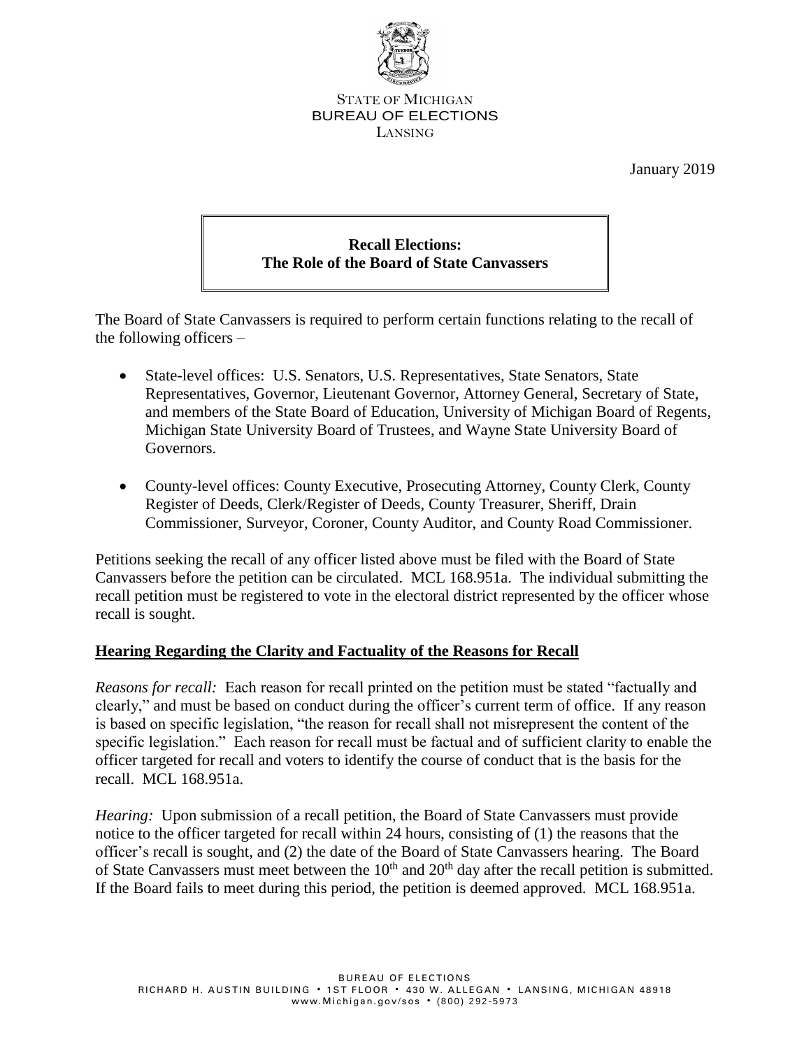STATE OF MICHIGAN
BUREAU OF ELECTIONS
LANSING

January 2019

**Recall Elections:**
**The Role of the Board of State Canvassers**

The Board of State Canvassers is required to perform certain functions relating to the recall of the following officers –

- State-level offices: U.S. Senators, U.S. Representatives, State Senators, State Representatives, Governor, Lieutenant Governor, Attorney General, Secretary of State, and members of the State Board of Education, University of Michigan Board of Regents, Michigan State University Board of Trustees, and Wayne State University Board of Governors.
- County-level offices: County Executive, Prosecuting Attorney, County Clerk, County Register of Deeds, Clerk/Register of Deeds, County Treasurer, Sheriff, Drain Commissioner, Surveyor, Coroner, County Auditor, and County Road Commissioner.

Petitions seeking the recall of any officer listed above must be filed with the Board of State Canvassers before the petition can be circulated. MCL 168.951a. The individual submitting the recall petition must be registered to vote in the electoral district represented by the officer whose recall is sought.

## Hearing Regarding the Clarity and Factuality of the Reasons for Recall

*Reasons for recall:* Each reason for recall printed on the petition must be stated "factually and clearly," and must be based on conduct during the officer's current term of office. If any reason is based on specific legislation, "the reason for recall shall not misrepresent the content of the specific legislation." Each reason for recall must be factual and of sufficient clarity to enable the officer targeted for recall and voters to identify the course of conduct that is the basis for the recall. MCL 168.951a.

*Hearing:* Upon submission of a recall petition, the Board of State Canvassers must provide notice to the officer targeted for recall within 24 hours, consisting of (1) the reasons that the officer's recall is sought, and (2) the date of the Board of State Canvassers hearing. The Board of State Canvassers must meet between the 10th and 20th day after the recall petition is submitted. If the Board fails to meet during this period, the petition is deemed approved. MCL 168.951a.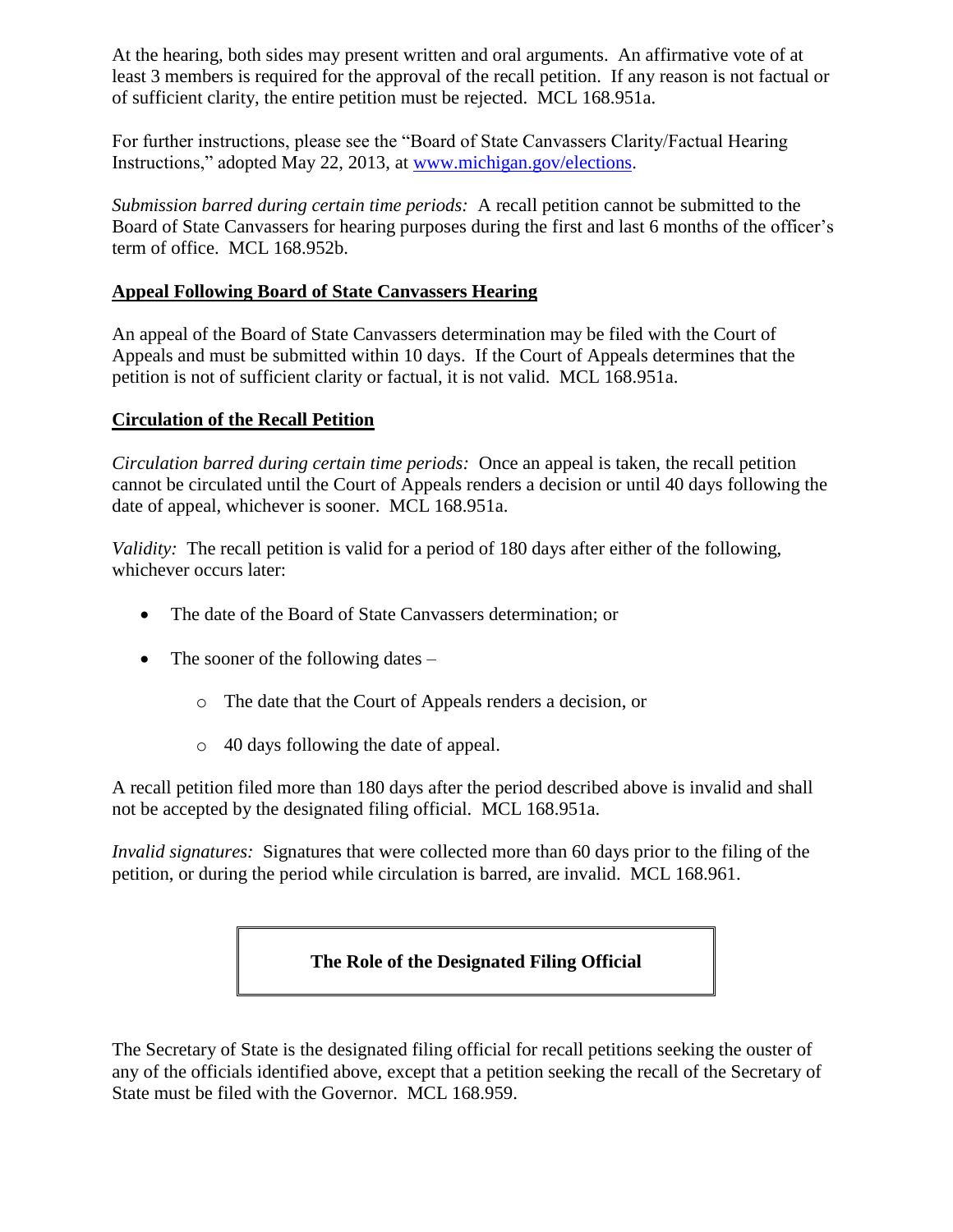At the hearing, both sides may present written and oral arguments. An affirmative vote of at least 3 members is required for the approval of the recall petition. If any reason is not factual or of sufficient clarity, the entire petition must be rejected. MCL 168.951a.

For further instructions, please see the "Board of State Canvassers Clarity/Factual Hearing Instructions," adopted May 22, 2013, at [www.michigan.gov/elections](www.michigan.gov/elections).

*Submission barred during certain time periods:* A recall petition cannot be submitted to the Board of State Canvassers for hearing purposes during the first and last 6 months of the officer's term of office. MCL 168.952b.

## Appeal Following Board of State Canvassers Hearing

An appeal of the Board of State Canvassers determination may be filed with the Court of Appeals and must be submitted within 10 days. If the Court of Appeals determines that the petition is not of sufficient clarity or factual, it is not valid. MCL 168.951a.

## Circulation of the Recall Petition

*Circulation barred during certain time periods:* Once an appeal is taken, the recall petition cannot be circulated until the Court of Appeals renders a decision or until 40 days following the date of appeal, whichever is sooner. MCL 168.951a.

*Validity:* The recall petition is valid for a period of 180 days after either of the following, whichever occurs later:

- The date of the Board of State Canvassers determination; or
- The sooner of the following dates –
  - The date that the Court of Appeals renders a decision, or
  - 40 days following the date of appeal.

A recall petition filed more than 180 days after the period described above is invalid and shall not be accepted by the designated filing official. MCL 168.951a.

*Invalid signatures:* Signatures that were collected more than 60 days prior to the filing of the petition, or during the period while circulation is barred, are invalid. MCL 168.961.

## The Role of the Designated Filing Official

The Secretary of State is the designated filing official for recall petitions seeking the ouster of any of the officials identified above, except that a petition seeking the recall of the Secretary of State must be filed with the Governor. MCL 168.959.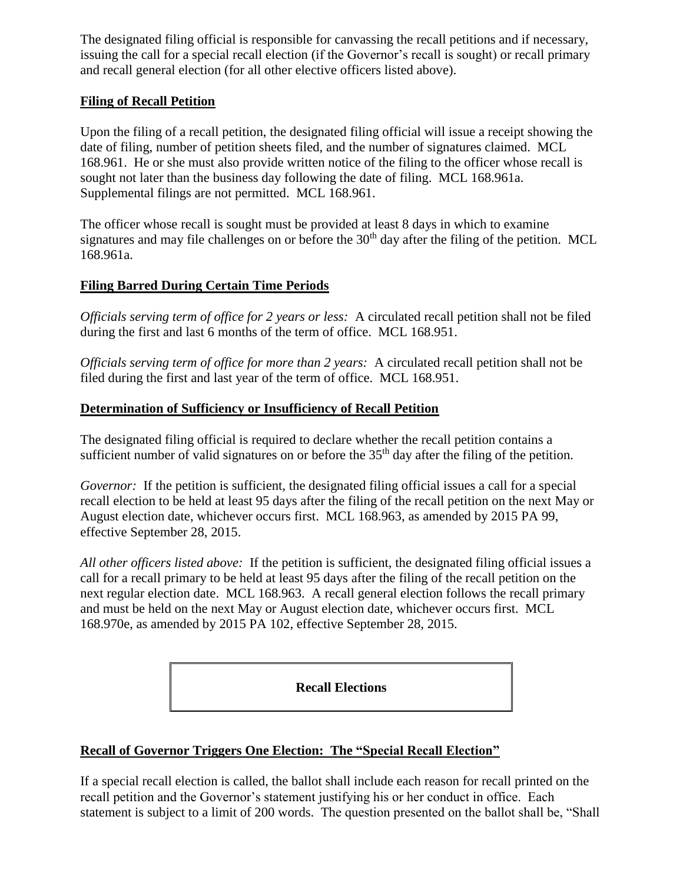The designated filing official is responsible for canvassing the recall petitions and if necessary, issuing the call for a special recall election (if the Governor's recall is sought) or recall primary and recall general election (for all other elective officers listed above).

## Filing of Recall Petition

Upon the filing of a recall petition, the designated filing official will issue a receipt showing the date of filing, number of petition sheets filed, and the number of signatures claimed. MCL 168.961. He or she must also provide written notice of the filing to the officer whose recall is sought not later than the business day following the date of filing. MCL 168.961a. Supplemental filings are not permitted. MCL 168.961.

The officer whose recall is sought must be provided at least 8 days in which to examine signatures and may file challenges on or before the 30th day after the filing of the petition. MCL 168.961a.

## Filing Barred During Certain Time Periods

*Officials serving term of office for 2 years or less:* A circulated recall petition shall not be filed during the first and last 6 months of the term of office. MCL 168.951.

*Officials serving term of office for more than 2 years:* A circulated recall petition shall not be filed during the first and last year of the term of office. MCL 168.951.

## Determination of Sufficiency or Insufficiency of Recall Petition

The designated filing official is required to declare whether the recall petition contains a sufficient number of valid signatures on or before the 35th day after the filing of the petition.

*Governor:* If the petition is sufficient, the designated filing official issues a call for a special recall election to be held at least 95 days after the filing of the recall petition on the next May or August election date, whichever occurs first. MCL 168.963, as amended by 2015 PA 99, effective September 28, 2015.

*All other officers listed above:* If the petition is sufficient, the designated filing official issues a call for a recall primary to be held at least 95 days after the filing of the recall petition on the next regular election date. MCL 168.963. A recall general election follows the recall primary and must be held on the next May or August election date, whichever occurs first. MCL 168.970e, as amended by 2015 PA 102, effective September 28, 2015.

# Recall Elections

## Recall of Governor Triggers One Election: The "Special Recall Election"

If a special recall election is called, the ballot shall include each reason for recall printed on the recall petition and the Governor's statement justifying his or her conduct in office. Each statement is subject to a limit of 200 words. The question presented on the ballot shall be, "Shall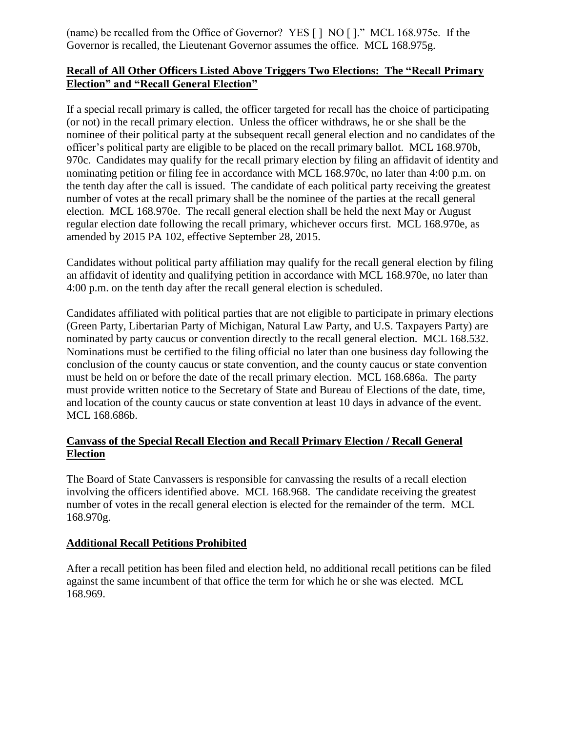(name) be recalled from the Office of Governor? YES [ ] NO [ ]." MCL 168.975e. If the Governor is recalled, the Lieutenant Governor assumes the office. MCL 168.975g.

**Recall of All Other Officers Listed Above Triggers Two Elections: The "Recall Primary Election" and "Recall General Election"**

If a special recall primary is called, the officer targeted for recall has the choice of participating (or not) in the recall primary election. Unless the officer withdraws, he or she shall be the nominee of their political party at the subsequent recall general election and no candidates of the officer's political party are eligible to be placed on the recall primary ballot. MCL 168.970b, 970c. Candidates may qualify for the recall primary election by filing an affidavit of identity and nominating petition or filing fee in accordance with MCL 168.970c, no later than 4:00 p.m. on the tenth day after the call is issued. The candidate of each political party receiving the greatest number of votes at the recall primary shall be the nominee of the parties at the recall general election. MCL 168.970e. The recall general election shall be held the next May or August regular election date following the recall primary, whichever occurs first. MCL 168.970e, as amended by 2015 PA 102, effective September 28, 2015.

Candidates without political party affiliation may qualify for the recall general election by filing an affidavit of identity and qualifying petition in accordance with MCL 168.970e, no later than 4:00 p.m. on the tenth day after the recall general election is scheduled.

Candidates affiliated with political parties that are not eligible to participate in primary elections (Green Party, Libertarian Party of Michigan, Natural Law Party, and U.S. Taxpayers Party) are nominated by party caucus or convention directly to the recall general election. MCL 168.532. Nominations must be certified to the filing official no later than one business day following the conclusion of the county caucus or state convention, and the county caucus or state convention must be held on or before the date of the recall primary election. MCL 168.686a. The party must provide written notice to the Secretary of State and Bureau of Elections of the date, time, and location of the county caucus or state convention at least 10 days in advance of the event. MCL 168.686b.

**Canvass of the Special Recall Election and Recall Primary Election / Recall General Election**

The Board of State Canvassers is responsible for canvassing the results of a recall election involving the officers identified above. MCL 168.968. The candidate receiving the greatest number of votes in the recall general election is elected for the remainder of the term. MCL 168.970g.

**Additional Recall Petitions Prohibited**

After a recall petition has been filed and election held, no additional recall petitions can be filed against the same incumbent of that office the term for which he or she was elected. MCL 168.969.